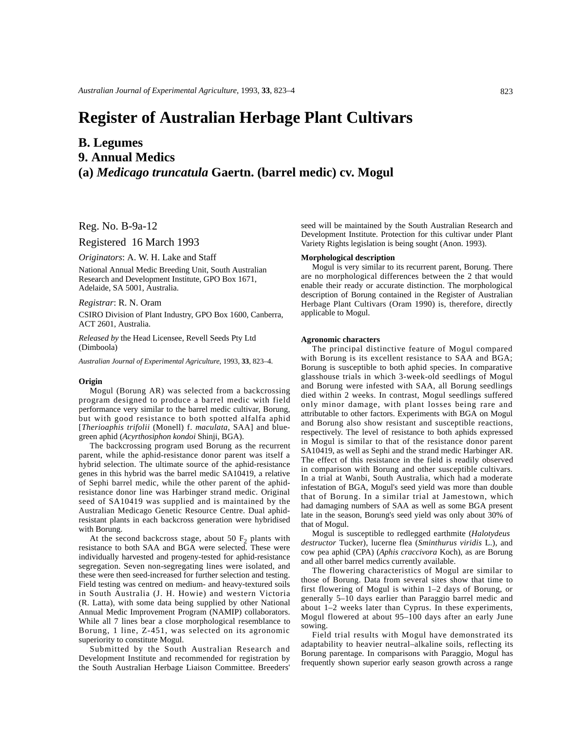# Register of Australian Herbage Plant Cultivars

## B. Legumes
## 9. Annual Medics
## (a) *Medicago truncatula* Gaertn. (barrel medic) cv. Mogul

Reg. No. B-9a-12

Registered 16 March 1993

*Originators*: A. W. H. Lake and Staff

National Annual Medic Breeding Unit, South Australian Research and Development Institute, GPO Box 1671, Adelaide, SA 5001, Australia.

*Registrar*: R. N. Oram

CSIRO Division of Plant Industry, GPO Box 1600, Canberra, ACT 2601, Australia.

*Released by* the Head Licensee, Revell Seeds Pty Ltd (Dimboola)

*Australian Journal of Experimental Agriculture*, 1993, **33**, 823–4.

#### Origin

Mogul (Borung AR) was selected from a backcrossing program designed to produce a barrel medic with field performance very similar to the barrel medic cultivar, Borung, but with good resistance to both spotted alfalfa aphid [*Therioaphis trifolii* (Monell) f. *maculata*, SAA] and blue-green aphid (*Acyrthosiphon kondoi* Shinji, BGA).

The backcrossing program used Borung as the recurrent parent, while the aphid-resistance donor parent was itself a hybrid selection. The ultimate source of the aphid-resistance genes in this hybrid was the barrel medic SA10419, a relative of Sephi barrel medic, while the other parent of the aphid-resistance donor line was Harbinger strand medic. Original seed of SA10419 was supplied and is maintained by the Australian Medicago Genetic Resource Centre. Dual aphid-resistant plants in each backcross generation were hybridised with Borung.

At the second backcross stage, about 50 $F_2$ plants with resistance to both SAA and BGA were selected. These were individually harvested and progeny-tested for aphid-resistance segregation. Seven non-segregating lines were isolated, and these were then seed-increased for further selection and testing. Field testing was centred on medium- and heavy-textured soils in South Australia (J. H. Howie) and western Victoria (R. Latta), with some data being supplied by other National Annual Medic Improvement Program (NAMIP) collaborators. While all 7 lines bear a close morphological resemblance to Borung, 1 line, Z-451, was selected on its agronomic superiority to constitute Mogul.

Submitted by the South Australian Research and Development Institute and recommended for registration by the South Australian Herbage Liaison Committee. Breeders' seed will be maintained by the South Australian Research and Development Institute. Protection for this cultivar under Plant Variety Rights legislation is being sought (Anon. 1993).

#### Morphological description

Mogul is very similar to its recurrent parent, Borung. There are no morphological differences between the 2 that would enable their ready or accurate distinction. The morphological description of Borung contained in the Register of Australian Herbage Plant Cultivars (Oram 1990) is, therefore, directly applicable to Mogul.

#### Agronomic characters

The principal distinctive feature of Mogul compared with Borung is its excellent resistance to SAA and BGA; Borung is susceptible to both aphid species. In comparative glasshouse trials in which 3-week-old seedlings of Mogul and Borung were infested with SAA, all Borung seedlings died within 2 weeks. In contrast, Mogul seedlings suffered only minor damage, with plant losses being rare and attributable to other factors. Experiments with BGA on Mogul and Borung also show resistant and susceptible reactions, respectively. The level of resistance to both aphids expressed in Mogul is similar to that of the resistance donor parent SA10419, as well as Sephi and the strand medic Harbinger AR. The effect of this resistance in the field is readily observed in comparison with Borung and other susceptible cultivars. In a trial at Wanbi, South Australia, which had a moderate infestation of BGA, Mogul's seed yield was more than double that of Borung. In a similar trial at Jamestown, which had damaging numbers of SAA as well as some BGA present late in the season, Borung's seed yield was only about 30% of that of Mogul.

Mogul is susceptible to redlegged earthmite (*Halotydeus destructor* Tucker), lucerne flea (*Sminthurus viridis* L.), and cow pea aphid (CPA) (*Aphis craccivora* Koch), as are Borung and all other barrel medics currently available.

The flowering characteristics of Mogul are similar to those of Borung. Data from several sites show that time to first flowering of Mogul is within 1–2 days of Borung, or generally 5–10 days earlier than Paraggio barrel medic and about 1–2 weeks later than Cyprus. In these experiments, Mogul flowered at about 95–100 days after an early June sowing.

Field trial results with Mogul have demonstrated its adaptability to heavier neutral–alkaline soils, reflecting its Borung parentage. In comparisons with Paraggio, Mogul has frequently shown superior early season growth across a range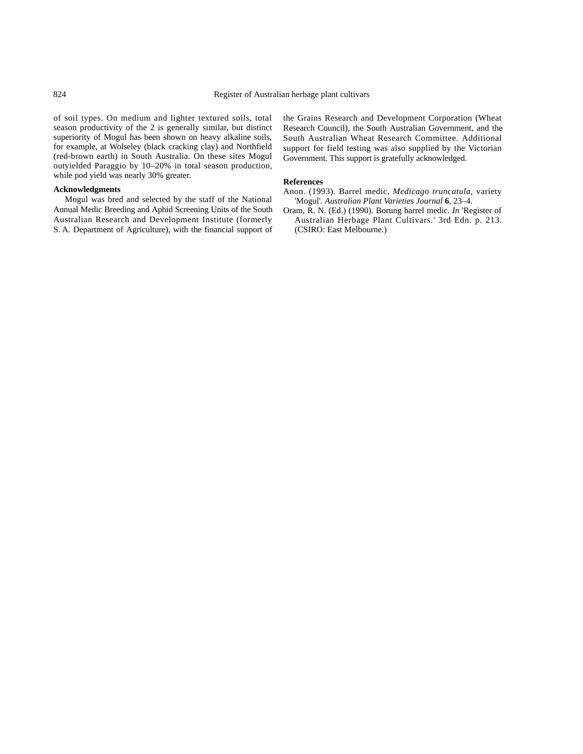of soil types. On medium and lighter textured soils, total season productivity of the 2 is generally similar, but distinct superiority of Mogul has been shown on heavy alkaline soils, for example, at Wolseley (black cracking clay) and Northfield (red-brown earth) in South Australia. On these sites Mogul outyielded Paraggio by 10–20% in total season production, while pod yield was nearly 30% greater.

### Acknowledgments

Mogul was bred and selected by the staff of the National Annual Medic Breeding and Aphid Screening Units of the South Australian Research and Development Institute (formerly S. A. Department of Agriculture), with the financial support of the Grains Research and Development Corporation (Wheat Research Council), the South Australian Government, and the South Australian Wheat Research Committee. Additional support for field testing was also supplied by the Victorian Government. This support is gratefully acknowledged.

### References

Anon. (1993). Barrel medic, *Medicago truncatula*, variety 'Mogul'. *Australian Plant Varieties Journal* **6**, 23–4.

Oram, R. N. (Ed.) (1990). Borung barrel medic. *In* 'Register of Australian Herbage Plant Cultivars.' 3rd Edn. p. 213. (CSIRO: East Melbourne.)